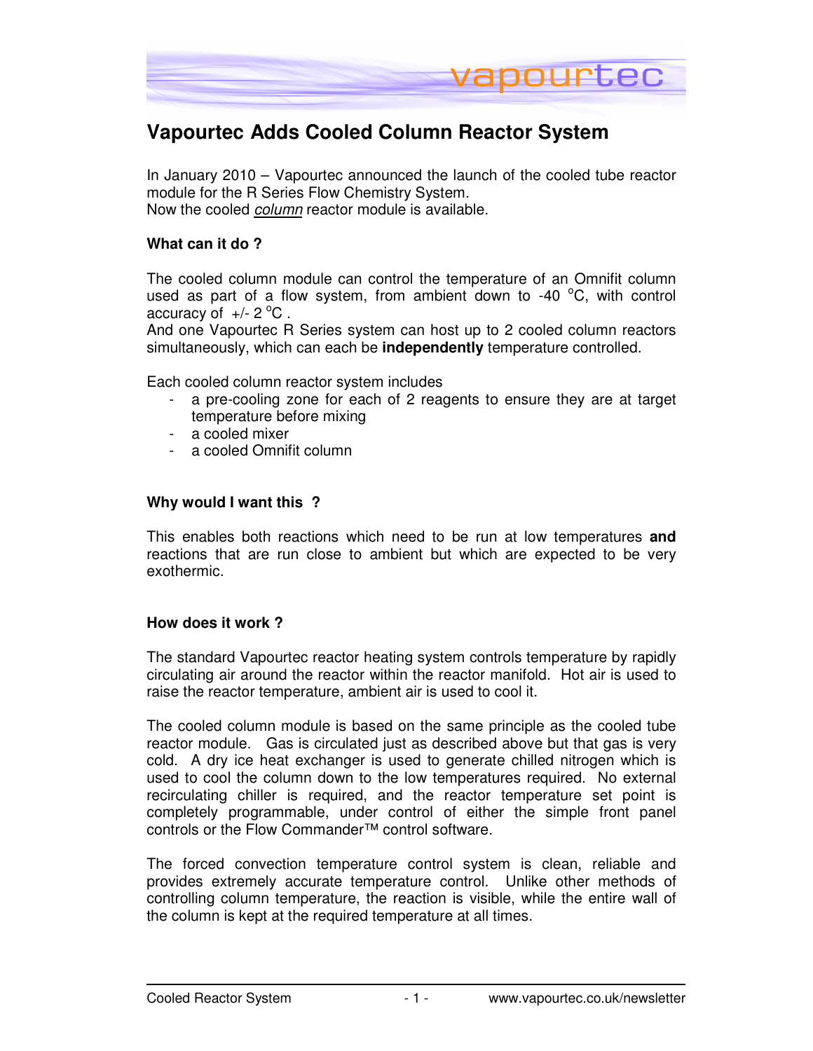# Vapourtec Adds Cooled Column Reactor System

In January 2010 – Vapourtec announced the launch of the cooled tube reactor module for the R Series Flow Chemistry System.
Now the cooled *column* reactor module is available.

### What can it do ?

The cooled column module can control the temperature of an Omnifit column used as part of a flow system, from ambient down to -40 $^{o}$C, with control accuracy of +/- 2 $^{o}$C .
And one Vapourtec R Series system can host up to 2 cooled column reactors simultaneously, which can each be **independently** temperature controlled.

Each cooled column reactor system includes

- a pre-cooling zone for each of 2 reagents to ensure they are at target temperature before mixing
- a cooled mixer
- a cooled Omnifit column

### Why would I want this ?

This enables both reactions which need to be run at low temperatures **and** reactions that are run close to ambient but which are expected to be very exothermic.

### How does it work ?

The standard Vapourtec reactor heating system controls temperature by rapidly circulating air around the reactor within the reactor manifold. Hot air is used to raise the reactor temperature, ambient air is used to cool it.

The cooled column module is based on the same principle as the cooled tube reactor module. Gas is circulated just as described above but that gas is very cold. A dry ice heat exchanger is used to generate chilled nitrogen which is used to cool the column down to the low temperatures required. No external recirculating chiller is required, and the reactor temperature set point is completely programmable, under control of either the simple front panel controls or the Flow Commander™ control software.

The forced convection temperature control system is clean, reliable and provides extremely accurate temperature control. Unlike other methods of controlling column temperature, the reaction is visible, while the entire wall of the column is kept at the required temperature at all times.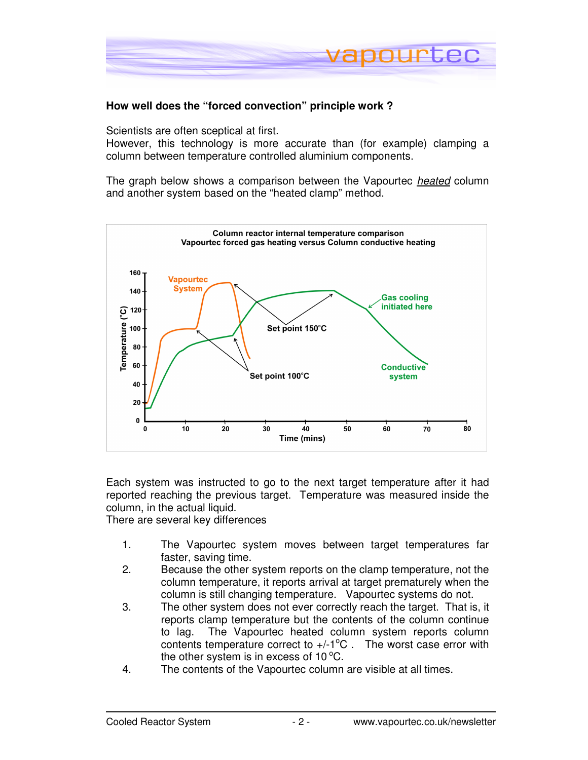**How well does the "forced convection" principle work ?**

Scientists are often sceptical at first.
However, this technology is more accurate than (for example) clamping a column between temperature controlled aluminium components.

The graph below shows a comparison between the Vapourtec *heated* column and another system based on the "heated clamp" method.

Each system was instructed to go to the next target temperature after it had reported reaching the previous target. Temperature was measured inside the column, in the actual liquid.
There are several key differences

1. The Vapourtec system moves between target temperatures far faster, saving time.
2. Because the other system reports on the clamp temperature, not the column temperature, it reports arrival at target prematurely when the column is still changing temperature. Vapourtec systems do not.
3. The other system does not ever correctly reach the target. That is, it reports clamp temperature but the contents of the column continue to lag. The Vapourtec heated column system reports column contents temperature correct to +/-1 $^{o}$C . The worst case error with the other system is in excess of 10 $^{o}$C.
4. The contents of the Vapourtec column are visible at all times.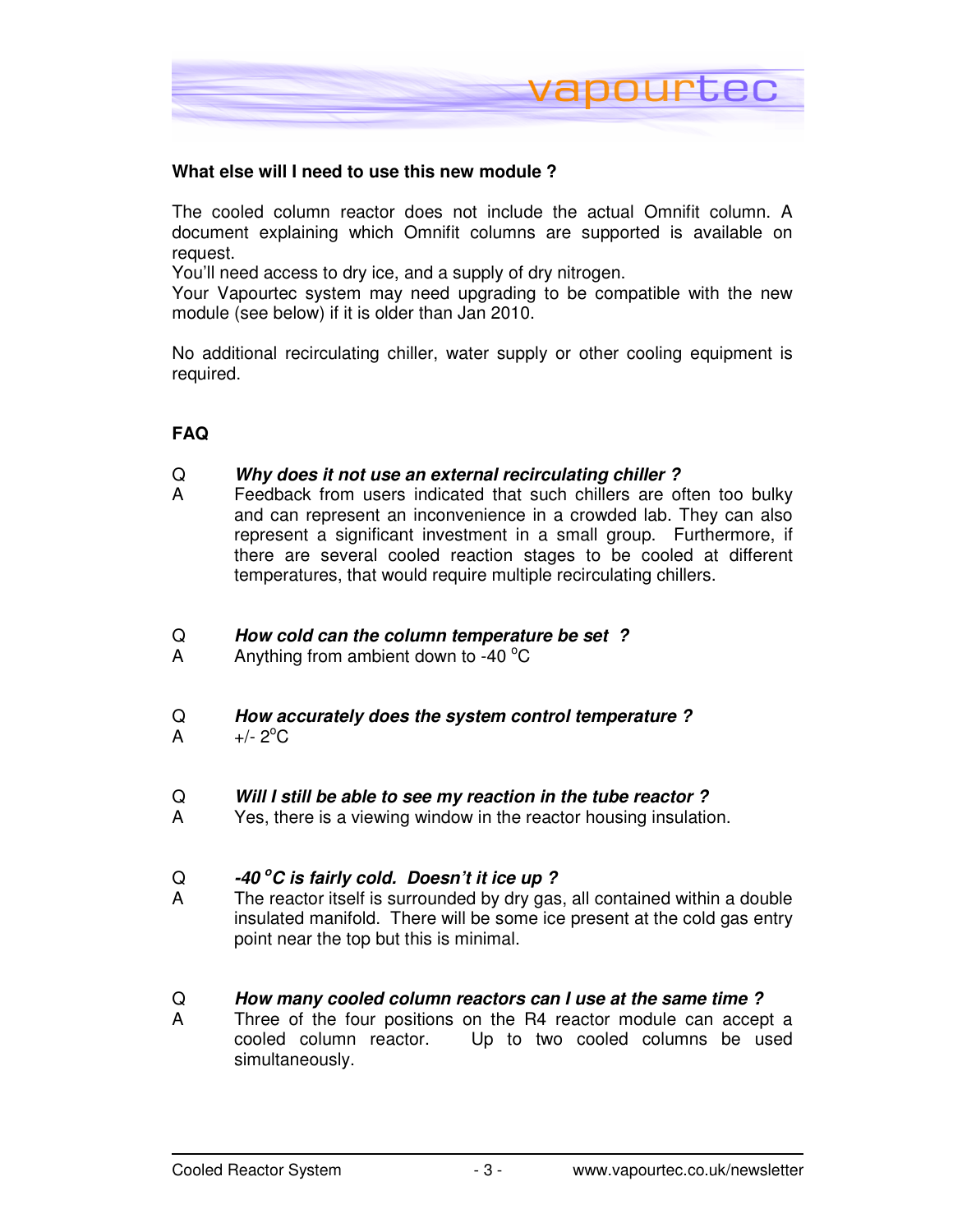**What else will I need to use this new module ?**

The cooled column reactor does not include the actual Omnifit column. A document explaining which Omnifit columns are supported is available on request.
You'll need access to dry ice, and a supply of dry nitrogen.
Your Vapourtec system may need upgrading to be compatible with the new module (see below) if it is older than Jan 2010.

No additional recirculating chiller, water supply or other cooling equipment is required.

## FAQ

Q ***Why does it not use an external recirculating chiller ?***
A Feedback from users indicated that such chillers are often too bulky and can represent an inconvenience in a crowded lab. They can also represent a significant investment in a small group. Furthermore, if there are several cooled reaction stages to be cooled at different temperatures, that would require multiple recirculating chillers.

Q ***How cold can the column temperature be set ?***
A Anything from ambient down to -40 $^{o}$C

Q ***How accurately does the system control temperature ?***
A +/- 2$^{o}$C

Q ***Will I still be able to see my reaction in the tube reactor ?***
A Yes, there is a viewing window in the reactor housing insulation.

Q ***-40 $^{o}$C is fairly cold. Doesn't it ice up ?***
A The reactor itself is surrounded by dry gas, all contained within a double insulated manifold. There will be some ice present at the cold gas entry point near the top but this is minimal.

Q ***How many cooled column reactors can I use at the same time ?***
A Three of the four positions on the R4 reactor module can accept a cooled column reactor. Up to two cooled columns be used simultaneously.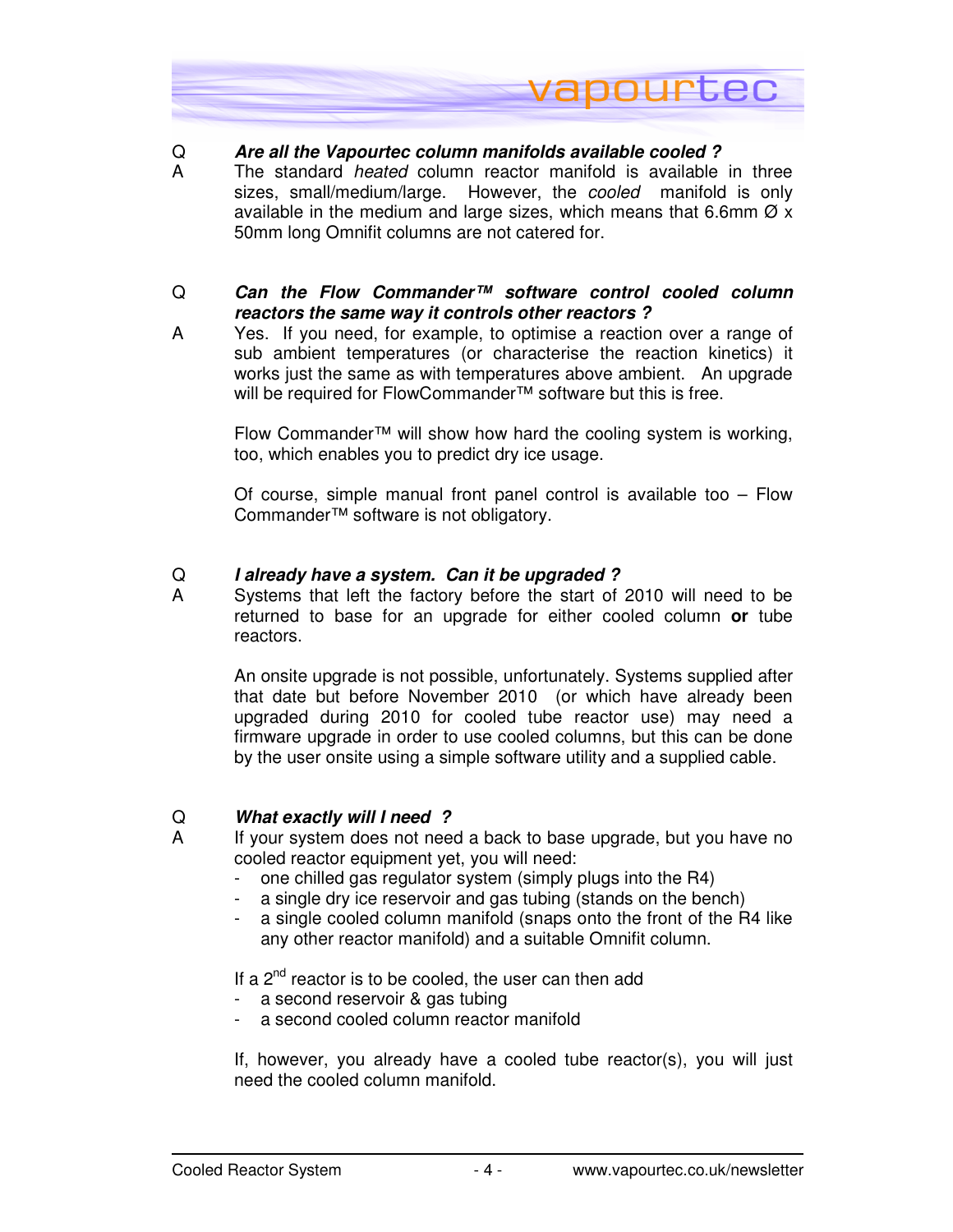Q **_Are all the Vapourtec column manifolds available cooled ?_**

A The standard *heated* column reactor manifold is available in three sizes, small/medium/large. However, the *cooled* manifold is only available in the medium and large sizes, which means that 6.6mm Ø x 50mm long Omnifit columns are not catered for.

Q **_Can the Flow Commander™ software control cooled column reactors the same way it controls other reactors ?_**

A Yes. If you need, for example, to optimise a reaction over a range of sub ambient temperatures (or characterise the reaction kinetics) it works just the same as with temperatures above ambient. An upgrade will be required for FlowCommander™ software but this is free.

Flow Commander™ will show how hard the cooling system is working, too, which enables you to predict dry ice usage.

Of course, simple manual front panel control is available too – Flow Commander™ software is not obligatory.

Q **_I already have a system. Can it be upgraded ?_**

A Systems that left the factory before the start of 2010 will need to be returned to base for an upgrade for either cooled column **or** tube reactors.

An onsite upgrade is not possible, unfortunately. Systems supplied after that date but before November 2010 (or which have already been upgraded during 2010 for cooled tube reactor use) may need a firmware upgrade in order to use cooled columns, but this can be done by the user onsite using a simple software utility and a supplied cable.

Q **_What exactly will I need ?_**

A If your system does not need a back to base upgrade, but you have no cooled reactor equipment yet, you will need:

- one chilled gas regulator system (simply plugs into the R4)
- a single dry ice reservoir and gas tubing (stands on the bench)
- a single cooled column manifold (snaps onto the front of the R4 like any other reactor manifold) and a suitable Omnifit column.

If a 2nd reactor is to be cooled, the user can then add

- a second reservoir & gas tubing
- a second cooled column reactor manifold

If, however, you already have a cooled tube reactor(s), you will just need the cooled column manifold.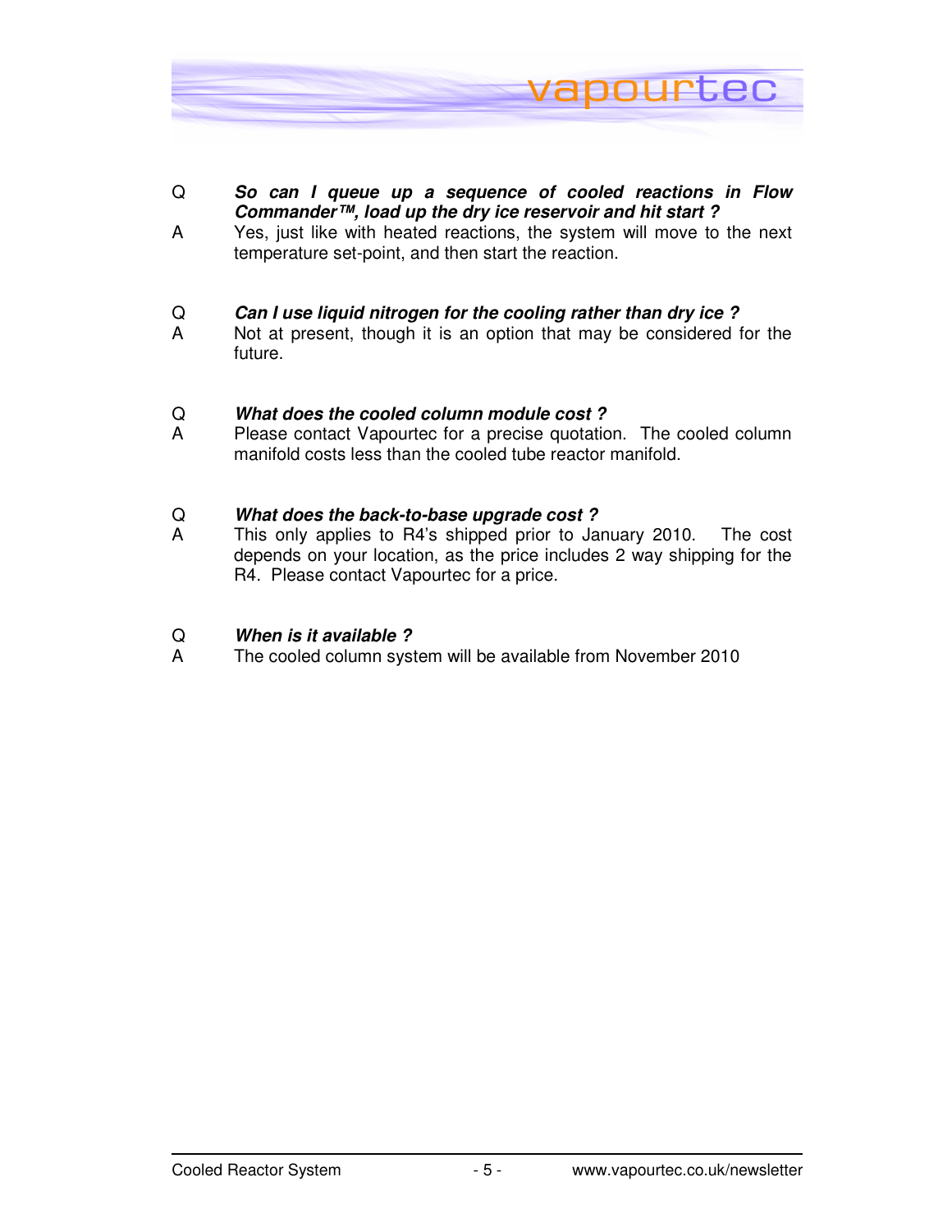Q **_So can I queue up a sequence of cooled reactions in Flow Commander™, load up the dry ice reservoir and hit start ?_**

A Yes, just like with heated reactions, the system will move to the next temperature set-point, and then start the reaction.

Q **_Can I use liquid nitrogen for the cooling rather than dry ice ?_**

A Not at present, though it is an option that may be considered for the future.

Q **_What does the cooled column module cost ?_**

A Please contact Vapourtec for a precise quotation. The cooled column manifold costs less than the cooled tube reactor manifold.

Q **_What does the back-to-base upgrade cost ?_**

A This only applies to R4's shipped prior to January 2010. The cost depends on your location, as the price includes 2 way shipping for the R4. Please contact Vapourtec for a price.

Q **_When is it available ?_**

A The cooled column system will be available from November 2010